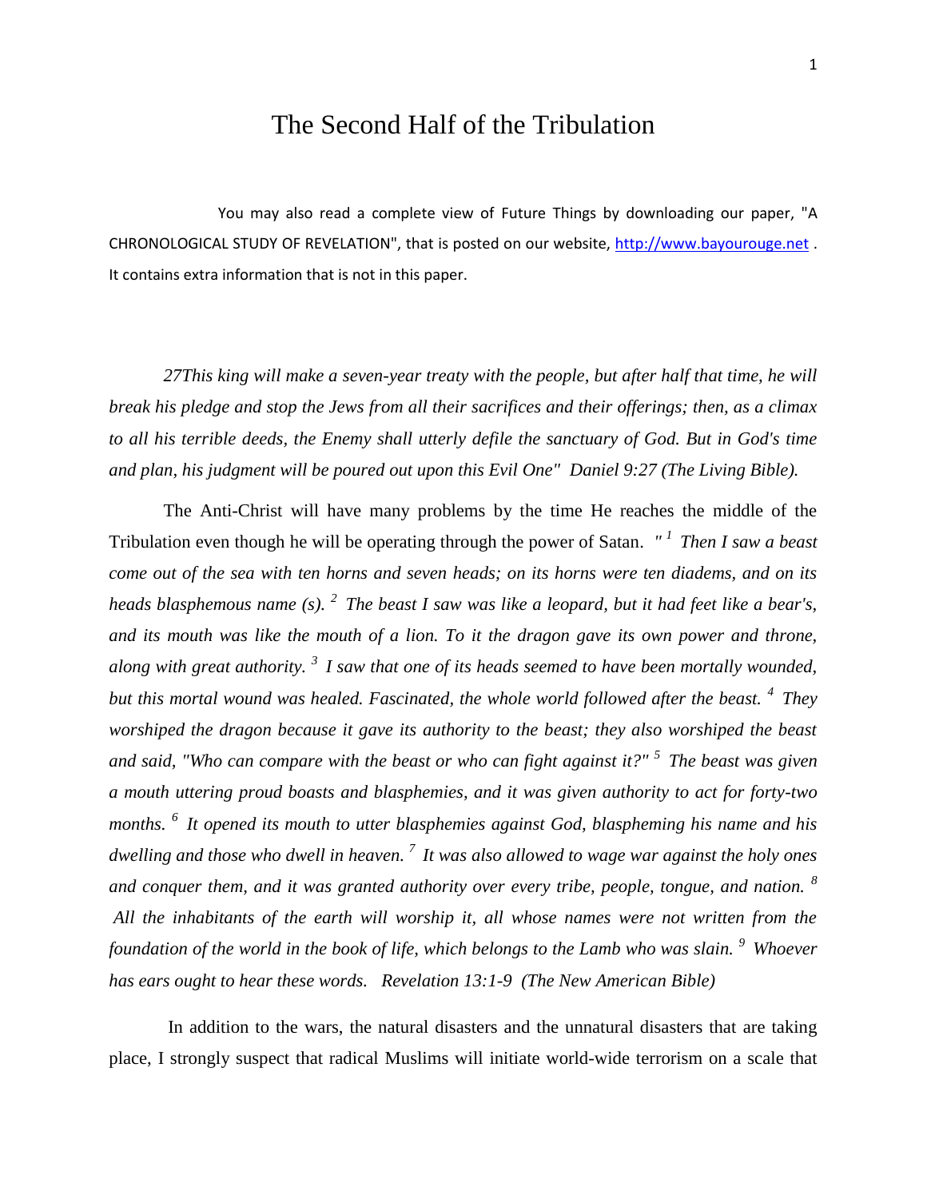# The Second Half of the Tribulation

You may also read a complete view of Future Things by downloading our paper, "A CHRONOLOGICAL STUDY OF REVELATION", that is posted on our website, http://www.bayourouge.net . It contains extra information that is not in this paper.

*27This king will make a seven-year treaty with the people, but after half that time, he will break his pledge and stop the Jews from all their sacrifices and their offerings; then, as a climax to all his terrible deeds, the Enemy shall utterly defile the sanctuary of God. But in God's time and plan, his judgment will be poured out upon this Evil One" Daniel 9:27 (The Living Bible).*

The Anti-Christ will have many problems by the time He reaches the middle of the Tribulation even though he will be operating through the power of Satan. *"[1] Then I saw a beast come out of the sea with ten horns and seven heads; on its horns were ten diadems, and on its heads blasphemous name (s). [2] The beast I saw was like a leopard, but it had feet like a bear's, and its mouth was like the mouth of a lion. To it the dragon gave its own power and throne, along with great authority. [3] I saw that one of its heads seemed to have been mortally wounded, but this mortal wound was healed. Fascinated, the whole world followed after the beast. [4] They worshiped the dragon because it gave its authority to the beast; they also worshiped the beast and said, "Who can compare with the beast or who can fight against it?" [5] The beast was given a mouth uttering proud boasts and blasphemies, and it was given authority to act for forty-two months. [6] It opened its mouth to utter blasphemies against God, blaspheming his name and his dwelling and those who dwell in heaven. [7] It was also allowed to wage war against the holy ones and conquer them, and it was granted authority over every tribe, people, tongue, and nation. [8] All the inhabitants of the earth will worship it, all whose names were not written from the foundation of the world in the book of life, which belongs to the Lamb who was slain. [9] Whoever has ears ought to hear these words. Revelation 13:1-9 (The New American Bible)*

In addition to the wars, the natural disasters and the unnatural disasters that are taking place, I strongly suspect that radical Muslims will initiate world-wide terrorism on a scale that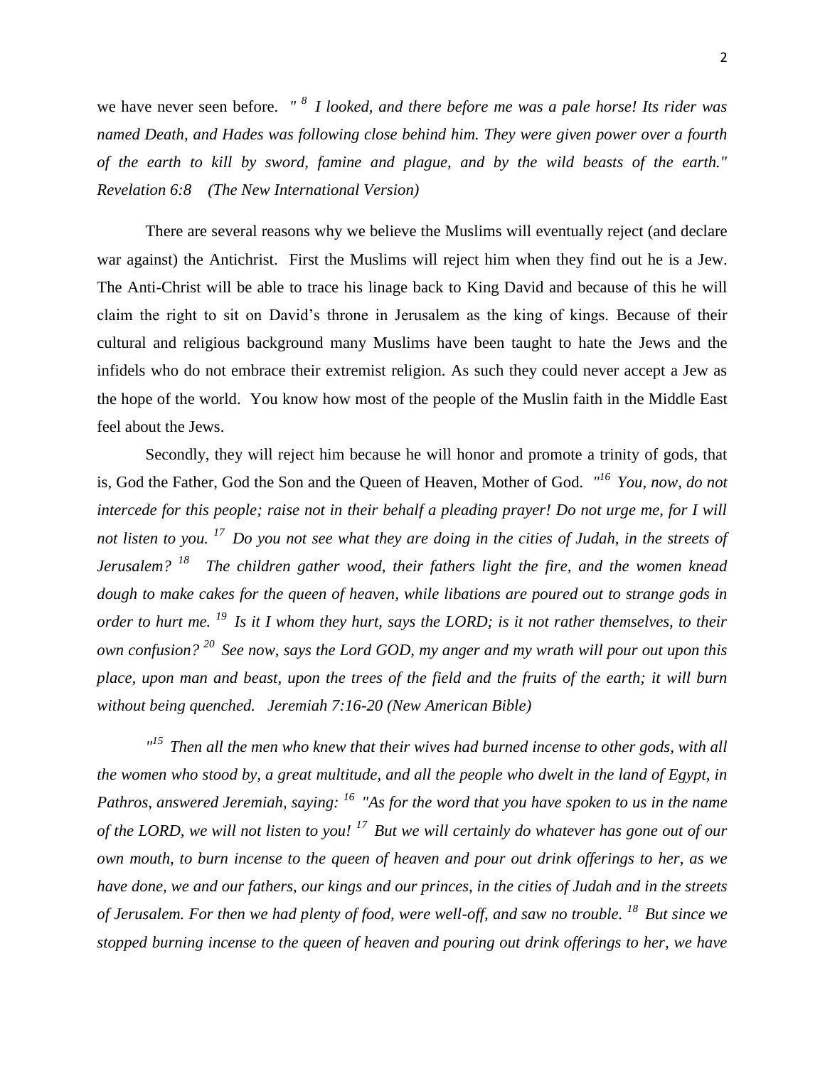we have never seen before. *" [8] I looked, and there before me was a pale horse! Its rider was named Death, and Hades was following close behind him. They were given power over a fourth of the earth to kill by sword, famine and plague, and by the wild beasts of the earth." Revelation 6:8 (The New International Version)*

There are several reasons why we believe the Muslims will eventually reject (and declare war against) the Antichrist. First the Muslims will reject him when they find out he is a Jew. The Anti-Christ will be able to trace his linage back to King David and because of this he will claim the right to sit on David's throne in Jerusalem as the king of kings. Because of their cultural and religious background many Muslims have been taught to hate the Jews and the infidels who do not embrace their extremist religion. As such they could never accept a Jew as the hope of the world. You know how most of the people of the Muslin faith in the Middle East feel about the Jews.

Secondly, they will reject him because he will honor and promote a trinity of gods, that is, God the Father, God the Son and the Queen of Heaven, Mother of God. *"[16] You, now, do not intercede for this people; raise not in their behalf a pleading prayer! Do not urge me, for I will not listen to you. [17] Do you not see what they are doing in the cities of Judah, in the streets of Jerusalem? [18] The children gather wood, their fathers light the fire, and the women knead dough to make cakes for the queen of heaven, while libations are poured out to strange gods in order to hurt me. [19] Is it I whom they hurt, says the LORD; is it not rather themselves, to their own confusion? [20] See now, says the Lord GOD, my anger and my wrath will pour out upon this place, upon man and beast, upon the trees of the field and the fruits of the earth; it will burn without being quenched. Jeremiah 7:16-20 (New American Bible)*

*"[15] Then all the men who knew that their wives had burned incense to other gods, with all the women who stood by, a great multitude, and all the people who dwelt in the land of Egypt, in Pathros, answered Jeremiah, saying: [16] "As for the word that you have spoken to us in the name of the LORD, we will not listen to you! [17] But we will certainly do whatever has gone out of our own mouth, to burn incense to the queen of heaven and pour out drink offerings to her, as we have done, we and our fathers, our kings and our princes, in the cities of Judah and in the streets of Jerusalem. For then we had plenty of food, were well-off, and saw no trouble. [18] But since we stopped burning incense to the queen of heaven and pouring out drink offerings to her, we have*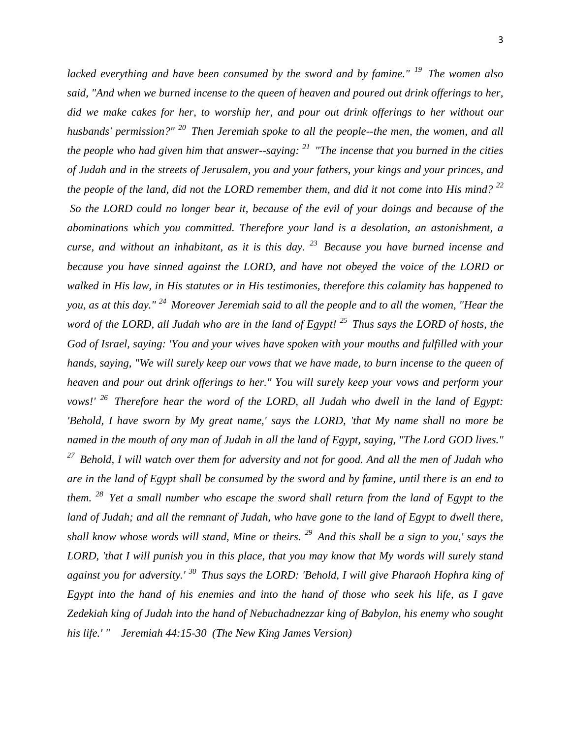*lacked everything and have been consumed by the sword and by famine."* [19] *The women also said, "And when we burned incense to the queen of heaven and poured out drink offerings to her, did we make cakes for her, to worship her, and pour out drink offerings to her without our husbands' permission?"* [20] *Then Jeremiah spoke to all the people--the men, the women, and all the people who had given him that answer--saying:* [21] *"The incense that you burned in the cities of Judah and in the streets of Jerusalem, you and your fathers, your kings and your princes, and the people of the land, did not the LORD remember them, and did it not come into His mind?* [22] *So the LORD could no longer bear it, because of the evil of your doings and because of the abominations which you committed. Therefore your land is a desolation, an astonishment, a curse, and without an inhabitant, as it is this day.* [23] *Because you have burned incense and because you have sinned against the LORD, and have not obeyed the voice of the LORD or walked in His law, in His statutes or in His testimonies, therefore this calamity has happened to you, as at this day."* [24] *Moreover Jeremiah said to all the people and to all the women, "Hear the word of the LORD, all Judah who are in the land of Egypt!* [25] *Thus says the LORD of hosts, the God of Israel, saying: 'You and your wives have spoken with your mouths and fulfilled with your hands, saying, "We will surely keep our vows that we have made, to burn incense to the queen of heaven and pour out drink offerings to her." You will surely keep your vows and perform your vows!'* [26] *Therefore hear the word of the LORD, all Judah who dwell in the land of Egypt: 'Behold, I have sworn by My great name,' says the LORD, 'that My name shall no more be named in the mouth of any man of Judah in all the land of Egypt, saying, "The Lord GOD lives."* [27] *Behold, I will watch over them for adversity and not for good. And all the men of Judah who are in the land of Egypt shall be consumed by the sword and by famine, until there is an end to them.* [28] *Yet a small number who escape the sword shall return from the land of Egypt to the land of Judah; and all the remnant of Judah, who have gone to the land of Egypt to dwell there, shall know whose words will stand, Mine or theirs.* [29] *And this shall be a sign to you,' says the LORD, 'that I will punish you in this place, that you may know that My words will surely stand against you for adversity.'* [30] *Thus says the LORD: 'Behold, I will give Pharaoh Hophra king of Egypt into the hand of his enemies and into the hand of those who seek his life, as I gave Zedekiah king of Judah into the hand of Nebuchadnezzar king of Babylon, his enemy who sought his life.' "    Jeremiah 44:15-30  (The New King James Version)*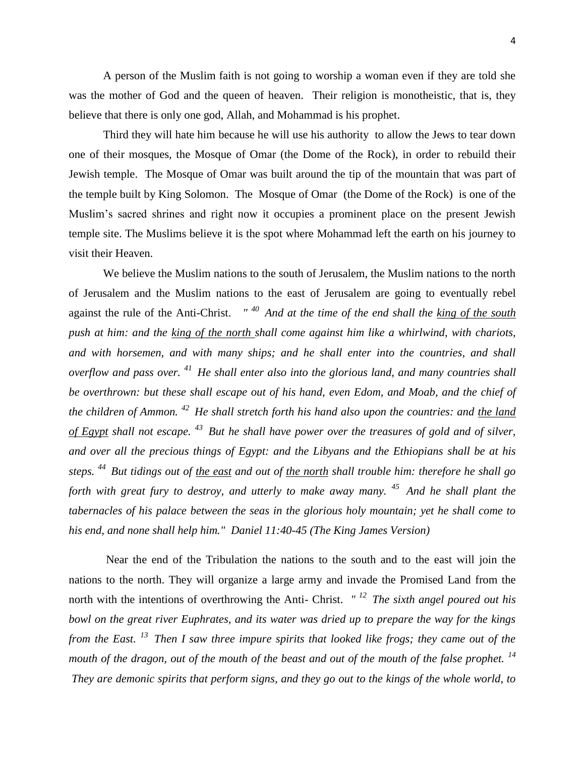A person of the Muslim faith is not going to worship a woman even if they are told she was the mother of God and the queen of heaven. Their religion is monotheistic, that is, they believe that there is only one god, Allah, and Mohammad is his prophet.

Third they will hate him because he will use his authority to allow the Jews to tear down one of their mosques, the Mosque of Omar (the Dome of the Rock), in order to rebuild their Jewish temple. The Mosque of Omar was built around the tip of the mountain that was part of the temple built by King Solomon. The Mosque of Omar (the Dome of the Rock) is one of the Muslim's sacred shrines and right now it occupies a prominent place on the present Jewish temple site. The Muslims believe it is the spot where Mohammad left the earth on his journey to visit their Heaven.

We believe the Muslim nations to the south of Jerusalem, the Muslim nations to the north of Jerusalem and the Muslim nations to the east of Jerusalem are going to eventually rebel against the rule of the Anti-Christ. *" [40] And at the time of the end shall the <u>king of the south</u> push at him: and the <u>king of the north</u> shall come against him like a whirlwind, with chariots, and with horsemen, and with many ships; and he shall enter into the countries, and shall overflow and pass over. [41] He shall enter also into the glorious land, and many countries shall be overthrown: but these shall escape out of his hand, even Edom, and Moab, and the chief of the children of Ammon. [42] He shall stretch forth his hand also upon the countries: and <u>the land of Egypt</u> shall not escape. [43] But he shall have power over the treasures of gold and of silver, and over all the precious things of Egypt: and the Libyans and the Ethiopians shall be at his steps. [44] But tidings out of <u>the east</u> and out of <u>the north</u> shall trouble him: therefore he shall go forth with great fury to destroy, and utterly to make away many. [45] And he shall plant the tabernacles of his palace between the seas in the glorious holy mountain; yet he shall come to his end, and none shall help him." Daniel 11:40-45 (The King James Version)*

Near the end of the Tribulation the nations to the south and to the east will join the nations to the north. They will organize a large army and invade the Promised Land from the north with the intentions of overthrowing the Anti- Christ. *" [12] The sixth angel poured out his bowl on the great river Euphrates, and its water was dried up to prepare the way for the kings from the East. [13] Then I saw three impure spirits that looked like frogs; they came out of the mouth of the dragon, out of the mouth of the beast and out of the mouth of the false prophet. [14] They are demonic spirits that perform signs, and they go out to the kings of the whole world, to*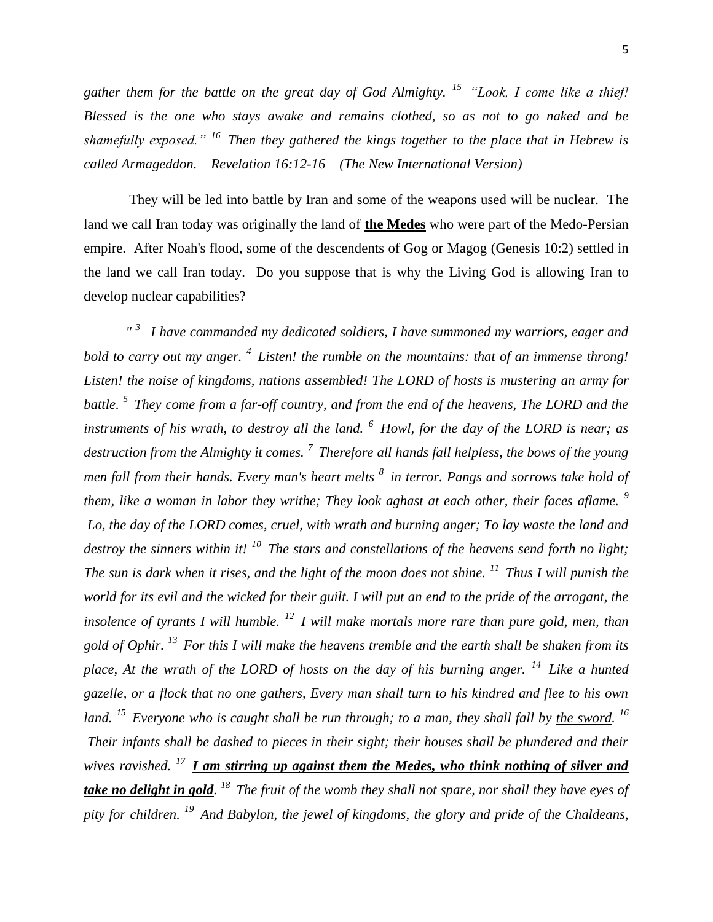*gather them for the battle on the great day of God Almighty. [15] "Look, I come like a thief! Blessed is the one who stays awake and remains clothed, so as not to go naked and be shamefully exposed." [16] Then they gathered the kings together to the place that in Hebrew is called Armageddon. Revelation 16:12-16 (The New International Version)*

They will be led into battle by Iran and some of the weapons used will be nuclear. The land we call Iran today was originally the land of <u>**the Medes**</u> who were part of the Medo-Persian empire. After Noah's flood, some of the descendents of Gog or Magog (Genesis 10:2) settled in the land we call Iran today. Do you suppose that is why the Living God is allowing Iran to develop nuclear capabilities?

*" [3] I have commanded my dedicated soldiers, I have summoned my warriors, eager and bold to carry out my anger. [4] Listen! the rumble on the mountains: that of an immense throng! Listen! the noise of kingdoms, nations assembled! The LORD of hosts is mustering an army for battle. [5] They come from a far-off country, and from the end of the heavens, The LORD and the instruments of his wrath, to destroy all the land. [6] Howl, for the day of the LORD is near; as destruction from the Almighty it comes. [7] Therefore all hands fall helpless, the bows of the young men fall from their hands. Every man's heart melts [8] in terror. Pangs and sorrows take hold of them, like a woman in labor they writhe; They look aghast at each other, their faces aflame. [9] Lo, the day of the LORD comes, cruel, with wrath and burning anger; To lay waste the land and destroy the sinners within it! [10] The stars and constellations of the heavens send forth no light; The sun is dark when it rises, and the light of the moon does not shine. [11] Thus I will punish the world for its evil and the wicked for their guilt. I will put an end to the pride of the arrogant, the insolence of tyrants I will humble. [12] I will make mortals more rare than pure gold, men, than gold of Ophir. [13] For this I will make the heavens tremble and the earth shall be shaken from its place, At the wrath of the LORD of hosts on the day of his burning anger. [14] Like a hunted gazelle, or a flock that no one gathers, Every man shall turn to his kindred and flee to his own land. [15] Everyone who is caught shall be run through; to a man, they shall fall by <u>the sword</u>. [16] Their infants shall be dashed to pieces in their sight; their houses shall be plundered and their wives ravished. [17] <u>**I am stirring up against them the Medes, who think nothing of silver and take no delight in gold**</u>. [18] The fruit of the womb they shall not spare, nor shall they have eyes of pity for children. [19] And Babylon, the jewel of kingdoms, the glory and pride of the Chaldeans,*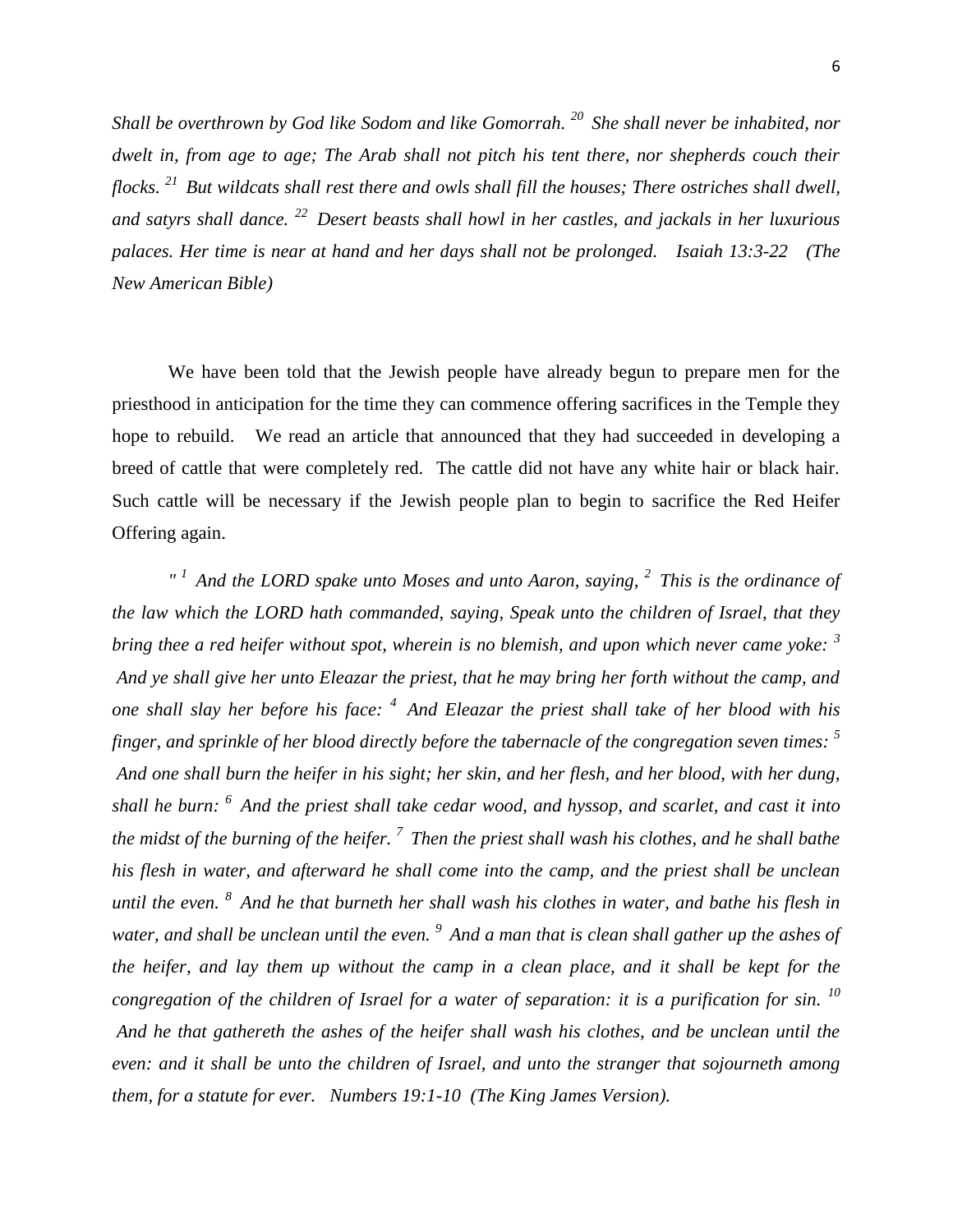*Shall be overthrown by God like Sodom and like Gomorrah.* [20] *She shall never be inhabited, nor dwelt in, from age to age; The Arab shall not pitch his tent there, nor shepherds couch their flocks.* [21] *But wildcats shall rest there and owls shall fill the houses; There ostriches shall dwell, and satyrs shall dance.* [22] *Desert beasts shall howl in her castles, and jackals in her luxurious palaces. Her time is near at hand and her days shall not be prolonged. Isaiah 13:3-22 (The New American Bible)*

We have been told that the Jewish people have already begun to prepare men for the priesthood in anticipation for the time they can commence offering sacrifices in the Temple they hope to rebuild. We read an article that announced that they had succeeded in developing a breed of cattle that were completely red. The cattle did not have any white hair or black hair. Such cattle will be necessary if the Jewish people plan to begin to sacrifice the Red Heifer Offering again.

*"* [1] *And the LORD spake unto Moses and unto Aaron, saying,* [2] *This is the ordinance of the law which the LORD hath commanded, saying, Speak unto the children of Israel, that they bring thee a red heifer without spot, wherein is no blemish, and upon which never came yoke:* [3] *And ye shall give her unto Eleazar the priest, that he may bring her forth without the camp, and one shall slay her before his face:* [4] *And Eleazar the priest shall take of her blood with his finger, and sprinkle of her blood directly before the tabernacle of the congregation seven times:* [5] *And one shall burn the heifer in his sight; her skin, and her flesh, and her blood, with her dung, shall he burn:* [6] *And the priest shall take cedar wood, and hyssop, and scarlet, and cast it into the midst of the burning of the heifer.* [7] *Then the priest shall wash his clothes, and he shall bathe his flesh in water, and afterward he shall come into the camp, and the priest shall be unclean until the even.* [8] *And he that burneth her shall wash his clothes in water, and bathe his flesh in water, and shall be unclean until the even.* [9] *And a man that is clean shall gather up the ashes of the heifer, and lay them up without the camp in a clean place, and it shall be kept for the congregation of the children of Israel for a water of separation: it is a purification for sin.* [10] *And he that gathereth the ashes of the heifer shall wash his clothes, and be unclean until the even: and it shall be unto the children of Israel, and unto the stranger that sojourneth among them, for a statute for ever. Numbers 19:1-10 (The King James Version).*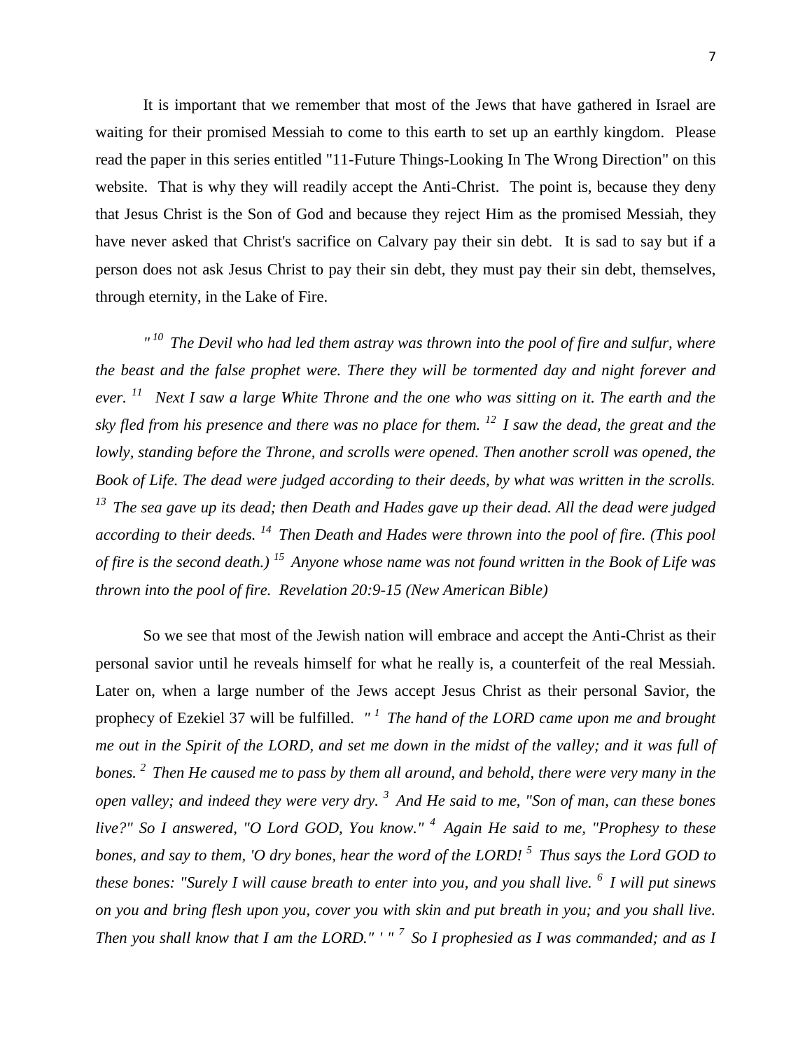It is important that we remember that most of the Jews that have gathered in Israel are waiting for their promised Messiah to come to this earth to set up an earthly kingdom. Please read the paper in this series entitled "11-Future Things-Looking In The Wrong Direction" on this website. That is why they will readily accept the Anti-Christ. The point is, because they deny that Jesus Christ is the Son of God and because they reject Him as the promised Messiah, they have never asked that Christ's sacrifice on Calvary pay their sin debt. It is sad to say but if a person does not ask Jesus Christ to pay their sin debt, they must pay their sin debt, themselves, through eternity, in the Lake of Fire.

*"[10] The Devil who had led them astray was thrown into the pool of fire and sulfur, where the beast and the false prophet were. There they will be tormented day and night forever and ever. [11] Next I saw a large White Throne and the one who was sitting on it. The earth and the sky fled from his presence and there was no place for them. [12] I saw the dead, the great and the lowly, standing before the Throne, and scrolls were opened. Then another scroll was opened, the Book of Life. The dead were judged according to their deeds, by what was written in the scrolls. [13] The sea gave up its dead; then Death and Hades gave up their dead. All the dead were judged according to their deeds. [14] Then Death and Hades were thrown into the pool of fire. (This pool of fire is the second death.) [15] Anyone whose name was not found written in the Book of Life was thrown into the pool of fire. Revelation 20:9-15 (New American Bible)*

So we see that most of the Jewish nation will embrace and accept the Anti-Christ as their personal savior until he reveals himself for what he really is, a counterfeit of the real Messiah. Later on, when a large number of the Jews accept Jesus Christ as their personal Savior, the prophecy of Ezekiel 37 will be fulfilled. *" [1] The hand of the LORD came upon me and brought me out in the Spirit of the LORD, and set me down in the midst of the valley; and it was full of bones. [2] Then He caused me to pass by them all around, and behold, there were very many in the open valley; and indeed they were very dry. [3] And He said to me, "Son of man, can these bones live?" So I answered, "O Lord GOD, You know." [4] Again He said to me, "Prophesy to these bones, and say to them, 'O dry bones, hear the word of the LORD! [5] Thus says the Lord GOD to these bones: "Surely I will cause breath to enter into you, and you shall live. [6] I will put sinews on you and bring flesh upon you, cover you with skin and put breath in you; and you shall live. Then you shall know that I am the LORD." ' " [7] So I prophesied as I was commanded; and as I*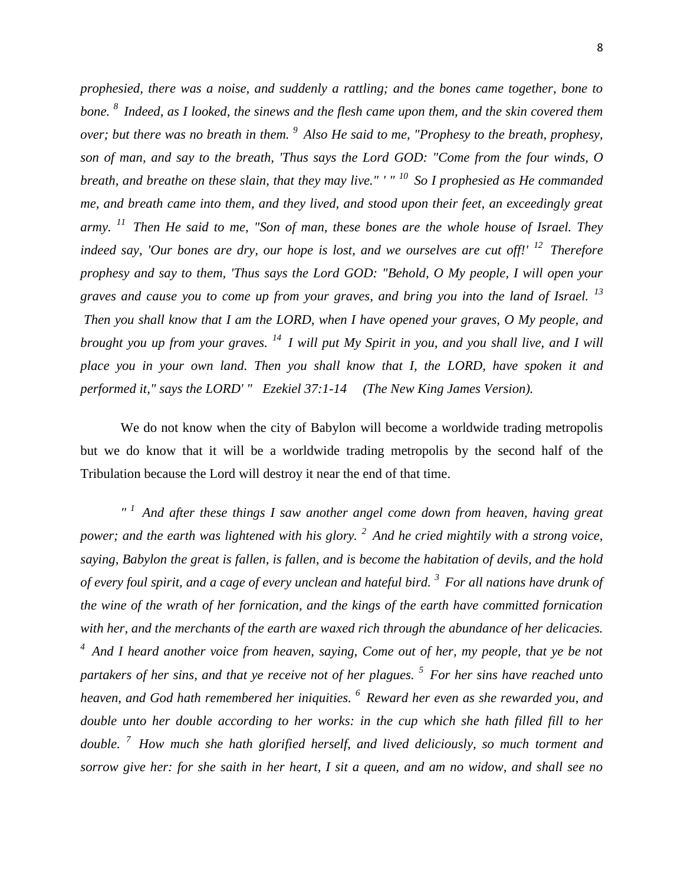*prophesied, there was a noise, and suddenly a rattling; and the bones came together, bone to bone. [8] Indeed, as I looked, the sinews and the flesh came upon them, and the skin covered them over; but there was no breath in them. [9] Also He said to me, "Prophesy to the breath, prophesy, son of man, and say to the breath, 'Thus says the Lord GOD: "Come from the four winds, O breath, and breathe on these slain, that they may live." ' " [10] So I prophesied as He commanded me, and breath came into them, and they lived, and stood upon their feet, an exceedingly great army. [11] Then He said to me, "Son of man, these bones are the whole house of Israel. They indeed say, 'Our bones are dry, our hope is lost, and we ourselves are cut off!' [12] Therefore prophesy and say to them, 'Thus says the Lord GOD: "Behold, O My people, I will open your graves and cause you to come up from your graves, and bring you into the land of Israel. [13] Then you shall know that I am the LORD, when I have opened your graves, O My people, and brought you up from your graves. [14] I will put My Spirit in you, and you shall live, and I will place you in your own land. Then you shall know that I, the LORD, have spoken it and performed it," says the LORD' "   Ezekiel 37:1-14     (The New King James Version).*

We do not know when the city of Babylon will become a worldwide trading metropolis but we do know that it will be a worldwide trading metropolis by the second half of the Tribulation because the Lord will destroy it near the end of that time.

*" [1] And after these things I saw another angel come down from heaven, having great power; and the earth was lightened with his glory. [2] And he cried mightily with a strong voice, saying, Babylon the great is fallen, is fallen, and is become the habitation of devils, and the hold of every foul spirit, and a cage of every unclean and hateful bird. [3] For all nations have drunk of the wine of the wrath of her fornication, and the kings of the earth have committed fornication with her, and the merchants of the earth are waxed rich through the abundance of her delicacies. [4] And I heard another voice from heaven, saying, Come out of her, my people, that ye be not partakers of her sins, and that ye receive not of her plagues. [5] For her sins have reached unto heaven, and God hath remembered her iniquities. [6] Reward her even as she rewarded you, and double unto her double according to her works: in the cup which she hath filled fill to her double. [7] How much she hath glorified herself, and lived deliciously, so much torment and sorrow give her: for she saith in her heart, I sit a queen, and am no widow, and shall see no*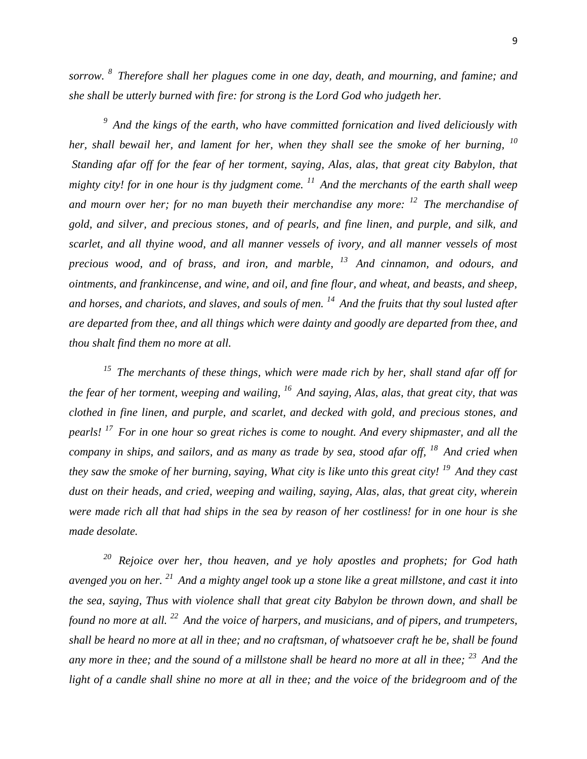*sorrow.* [8] *Therefore shall her plagues come in one day, death, and mourning, and famine; and she shall be utterly burned with fire: for strong is the Lord God who judgeth her.*

[9] *And the kings of the earth, who have committed fornication and lived deliciously with her, shall bewail her, and lament for her, when they shall see the smoke of her burning,* [10] *Standing afar off for the fear of her torment, saying, Alas, alas, that great city Babylon, that mighty city! for in one hour is thy judgment come.* [11] *And the merchants of the earth shall weep and mourn over her; for no man buyeth their merchandise any more:* [12] *The merchandise of gold, and silver, and precious stones, and of pearls, and fine linen, and purple, and silk, and scarlet, and all thyine wood, and all manner vessels of ivory, and all manner vessels of most precious wood, and of brass, and iron, and marble,* [13] *And cinnamon, and odours, and ointments, and frankincense, and wine, and oil, and fine flour, and wheat, and beasts, and sheep, and horses, and chariots, and slaves, and souls of men.* [14] *And the fruits that thy soul lusted after are departed from thee, and all things which were dainty and goodly are departed from thee, and thou shalt find them no more at all.*

[15] *The merchants of these things, which were made rich by her, shall stand afar off for the fear of her torment, weeping and wailing,* [16] *And saying, Alas, alas, that great city, that was clothed in fine linen, and purple, and scarlet, and decked with gold, and precious stones, and pearls!* [17] *For in one hour so great riches is come to nought. And every shipmaster, and all the company in ships, and sailors, and as many as trade by sea, stood afar off,* [18] *And cried when they saw the smoke of her burning, saying, What city is like unto this great city!* [19] *And they cast dust on their heads, and cried, weeping and wailing, saying, Alas, alas, that great city, wherein were made rich all that had ships in the sea by reason of her costliness! for in one hour is she made desolate.*

[20] *Rejoice over her, thou heaven, and ye holy apostles and prophets; for God hath avenged you on her.* [21] *And a mighty angel took up a stone like a great millstone, and cast it into the sea, saying, Thus with violence shall that great city Babylon be thrown down, and shall be found no more at all.* [22] *And the voice of harpers, and musicians, and of pipers, and trumpeters, shall be heard no more at all in thee; and no craftsman, of whatsoever craft he be, shall be found any more in thee; and the sound of a millstone shall be heard no more at all in thee;* [23] *And the light of a candle shall shine no more at all in thee; and the voice of the bridegroom and of the*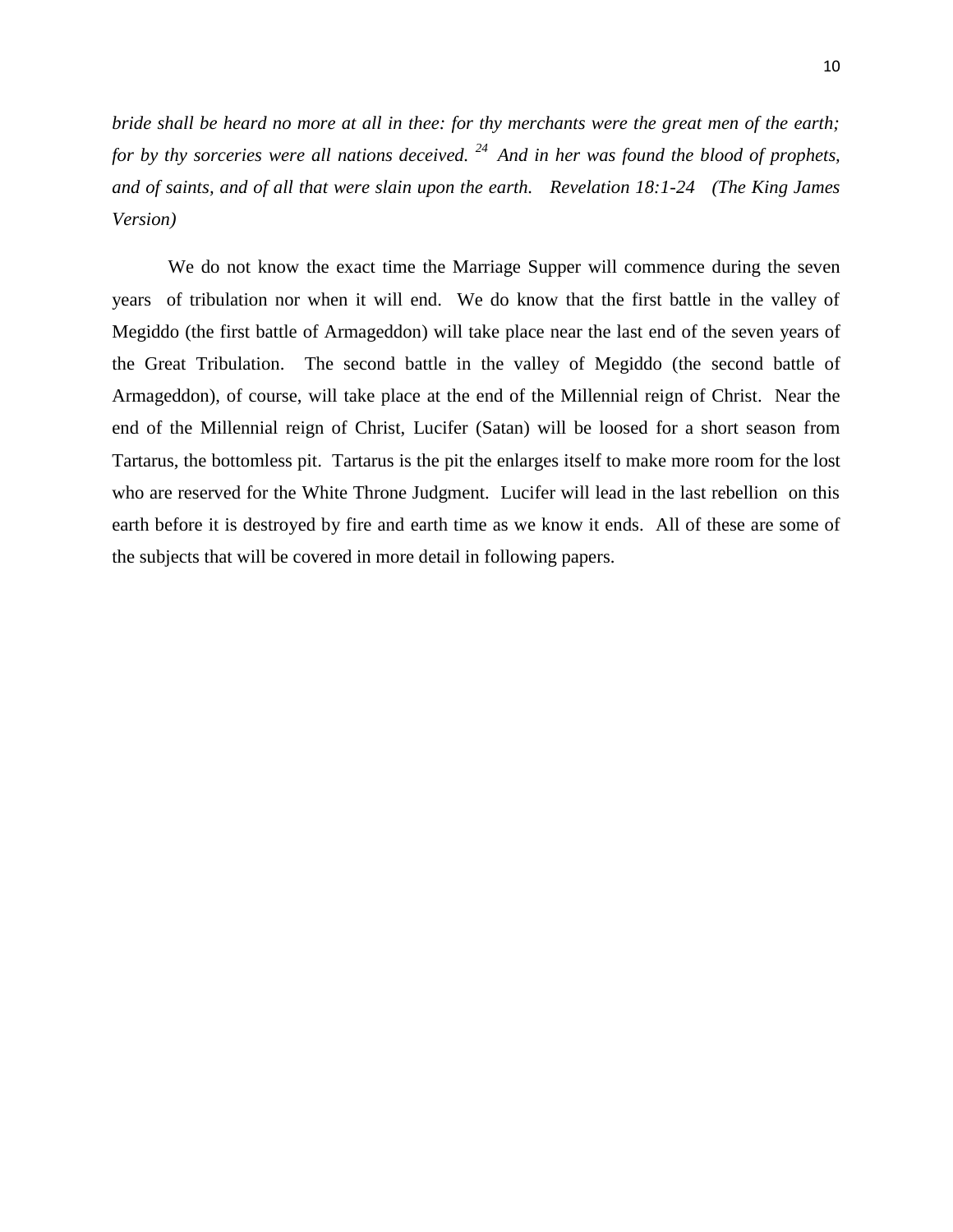*bride shall be heard no more at all in thee: for thy merchants were the great men of the earth; for by thy sorceries were all nations deceived.* [24] *And in her was found the blood of prophets, and of saints, and of all that were slain upon the earth. Revelation 18:1-24 (The King James Version)*

We do not know the exact time the Marriage Supper will commence during the seven years of tribulation nor when it will end. We do know that the first battle in the valley of Megiddo (the first battle of Armageddon) will take place near the last end of the seven years of the Great Tribulation. The second battle in the valley of Megiddo (the second battle of Armageddon), of course, will take place at the end of the Millennial reign of Christ. Near the end of the Millennial reign of Christ, Lucifer (Satan) will be loosed for a short season from Tartarus, the bottomless pit. Tartarus is the pit the enlarges itself to make more room for the lost who are reserved for the White Throne Judgment. Lucifer will lead in the last rebellion on this earth before it is destroyed by fire and earth time as we know it ends. All of these are some of the subjects that will be covered in more detail in following papers.